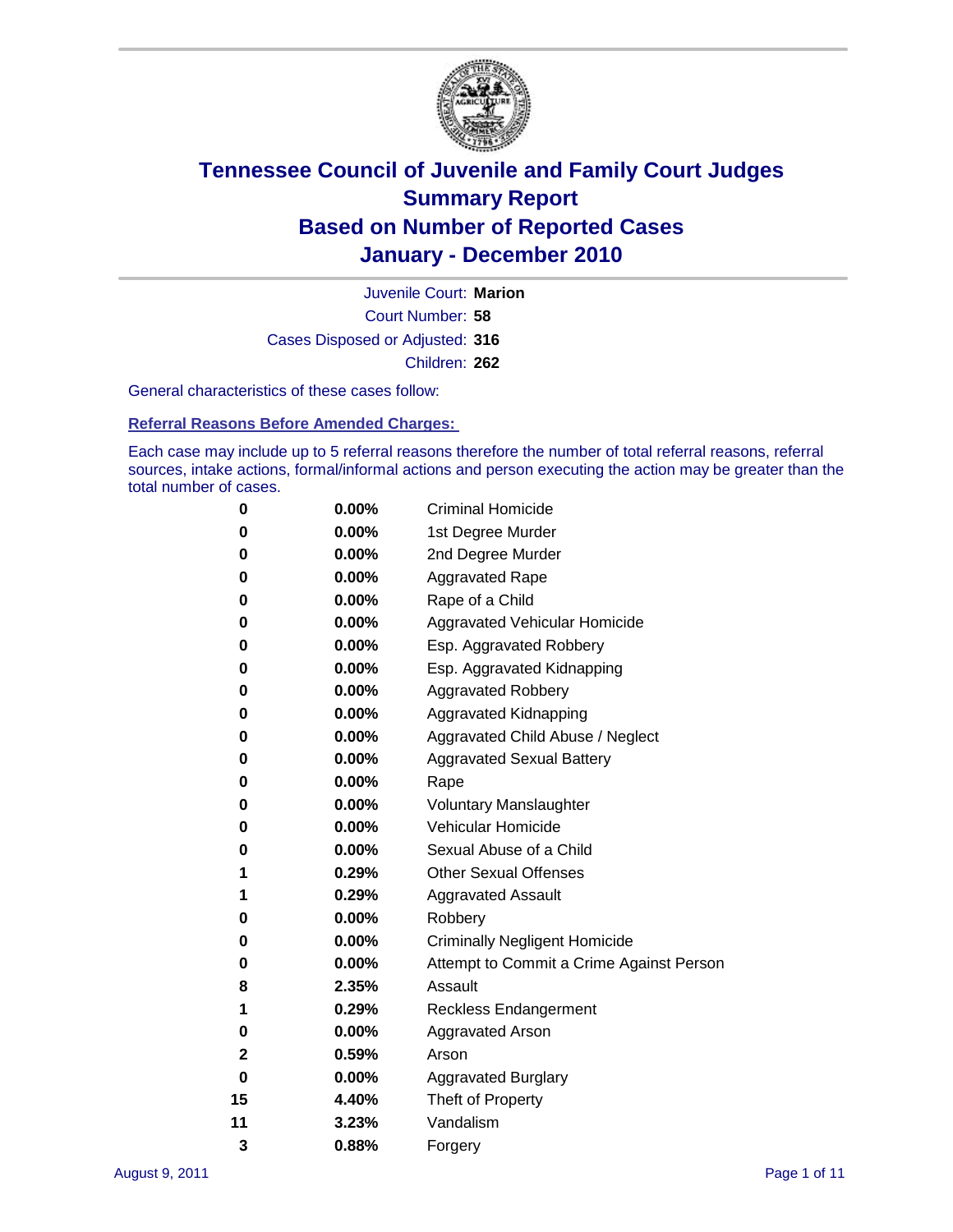# Tennessee Council of Juvenile and Family Court Judges
## Summary Report
## Based on Number of Reported Cases
## January - December 2010

Juvenile Court: **Marion**

Court Number: **58**

Cases Disposed or Adjusted: **316**

Children: **262**

General characteristics of these cases follow:

**Referral Reasons Before Amended Charges:**

Each case may include up to 5 referral reasons therefore the number of total referral reasons, referral sources, intake actions, formal/informal actions and person executing the action may be greater than the total number of cases.

| Count | Percent | Referral Reason |
|---|---|---|
| 0 | 0.00% | Criminal Homicide |
| 0 | 0.00% | 1st Degree Murder |
| 0 | 0.00% | 2nd Degree Murder |
| 0 | 0.00% | Aggravated Rape |
| 0 | 0.00% | Rape of a Child |
| 0 | 0.00% | Aggravated Vehicular Homicide |
| 0 | 0.00% | Esp. Aggravated Robbery |
| 0 | 0.00% | Esp. Aggravated Kidnapping |
| 0 | 0.00% | Aggravated Robbery |
| 0 | 0.00% | Aggravated Kidnapping |
| 0 | 0.00% | Aggravated Child Abuse / Neglect |
| 0 | 0.00% | Aggravated Sexual Battery |
| 0 | 0.00% | Rape |
| 0 | 0.00% | Voluntary Manslaughter |
| 0 | 0.00% | Vehicular Homicide |
| 0 | 0.00% | Sexual Abuse of a Child |
| 1 | 0.29% | Other Sexual Offenses |
| 1 | 0.29% | Aggravated Assault |
| 0 | 0.00% | Robbery |
| 0 | 0.00% | Criminally Negligent Homicide |
| 0 | 0.00% | Attempt to Commit a Crime Against Person |
| 8 | 2.35% | Assault |
| 1 | 0.29% | Reckless Endangerment |
| 0 | 0.00% | Aggravated Arson |
| 2 | 0.59% | Arson |
| 0 | 0.00% | Aggravated Burglary |
| 15 | 4.40% | Theft of Property |
| 11 | 3.23% | Vandalism |
| 3 | 0.88% | Forgery |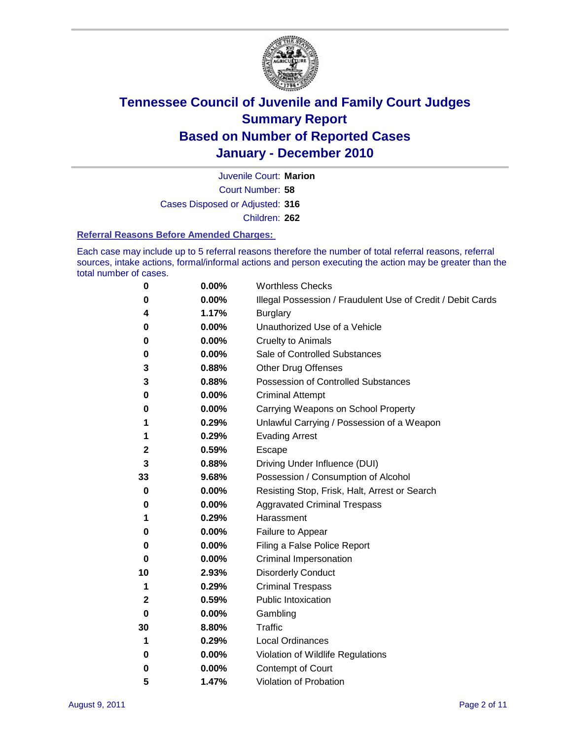# Tennessee Council of Juvenile and Family Court Judges
## Summary Report
## Based on Number of Reported Cases
## January - December 2010

Juvenile Court: **Marion**

Court Number: **58**

Cases Disposed or Adjusted: **316**

Children: **262**

### Referral Reasons Before Amended Charges:

Each case may include up to 5 referral reasons therefore the number of total referral reasons, referral sources, intake actions, formal/informal actions and person executing the action may be greater than the total number of cases.

| Count | Percent | Referral Reason |
|---|---|---|
| 0 | 0.00% | Worthless Checks |
| 0 | 0.00% | Illegal Possession / Fraudulent Use of Credit / Debit Cards |
| 4 | 1.17% | Burglary |
| 0 | 0.00% | Unauthorized Use of a Vehicle |
| 0 | 0.00% | Cruelty to Animals |
| 0 | 0.00% | Sale of Controlled Substances |
| 3 | 0.88% | Other Drug Offenses |
| 3 | 0.88% | Possession of Controlled Substances |
| 0 | 0.00% | Criminal Attempt |
| 0 | 0.00% | Carrying Weapons on School Property |
| 1 | 0.29% | Unlawful Carrying / Possession of a Weapon |
| 1 | 0.29% | Evading Arrest |
| 2 | 0.59% | Escape |
| 3 | 0.88% | Driving Under Influence (DUI) |
| 33 | 9.68% | Possession / Consumption of Alcohol |
| 0 | 0.00% | Resisting Stop, Frisk, Halt, Arrest or Search |
| 0 | 0.00% | Aggravated Criminal Trespass |
| 1 | 0.29% | Harassment |
| 0 | 0.00% | Failure to Appear |
| 0 | 0.00% | Filing a False Police Report |
| 0 | 0.00% | Criminal Impersonation |
| 10 | 2.93% | Disorderly Conduct |
| 1 | 0.29% | Criminal Trespass |
| 2 | 0.59% | Public Intoxication |
| 0 | 0.00% | Gambling |
| 30 | 8.80% | Traffic |
| 1 | 0.29% | Local Ordinances |
| 0 | 0.00% | Violation of Wildlife Regulations |
| 0 | 0.00% | Contempt of Court |
| 5 | 1.47% | Violation of Probation |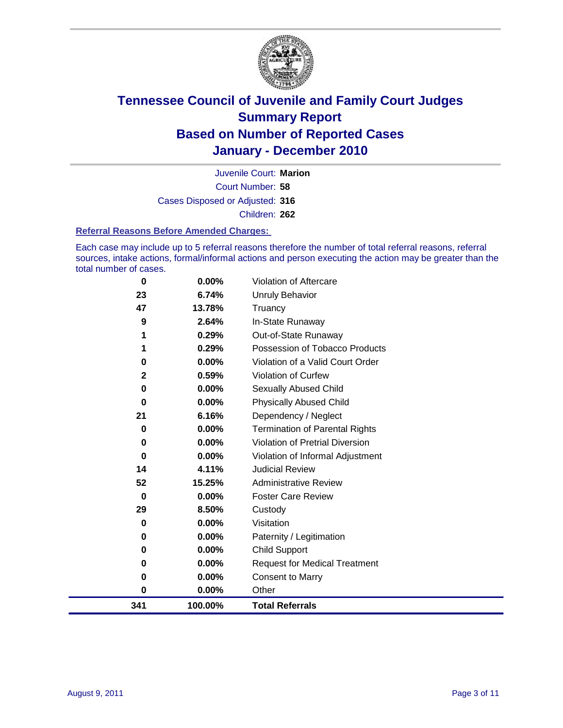# Tennessee Council of Juvenile and Family Court Judges
## Summary Report
## Based on Number of Reported Cases
## January - December 2010

Juvenile Court: **Marion**
Court Number: **58**
Cases Disposed or Adjusted: **316**
Children: **262**

### Referral Reasons Before Amended Charges:

Each case may include up to 5 referral reasons therefore the number of total referral reasons, referral sources, intake actions, formal/informal actions and person executing the action may be greater than the total number of cases.

| Count | Percent | Referral Reason |
|---|---|---|
| 0 | 0.00% | Violation of Aftercare |
| 23 | 6.74% | Unruly Behavior |
| 47 | 13.78% | Truancy |
| 9 | 2.64% | In-State Runaway |
| 1 | 0.29% | Out-of-State Runaway |
| 1 | 0.29% | Possession of Tobacco Products |
| 0 | 0.00% | Violation of a Valid Court Order |
| 2 | 0.59% | Violation of Curfew |
| 0 | 0.00% | Sexually Abused Child |
| 0 | 0.00% | Physically Abused Child |
| 21 | 6.16% | Dependency / Neglect |
| 0 | 0.00% | Termination of Parental Rights |
| 0 | 0.00% | Violation of Pretrial Diversion |
| 0 | 0.00% | Violation of Informal Adjustment |
| 14 | 4.11% | Judicial Review |
| 52 | 15.25% | Administrative Review |
| 0 | 0.00% | Foster Care Review |
| 29 | 8.50% | Custody |
| 0 | 0.00% | Visitation |
| 0 | 0.00% | Paternity / Legitimation |
| 0 | 0.00% | Child Support |
| 0 | 0.00% | Request for Medical Treatment |
| 0 | 0.00% | Consent to Marry |
| 0 | 0.00% | Other |
| **341** | **100.00%** | **Total Referrals** |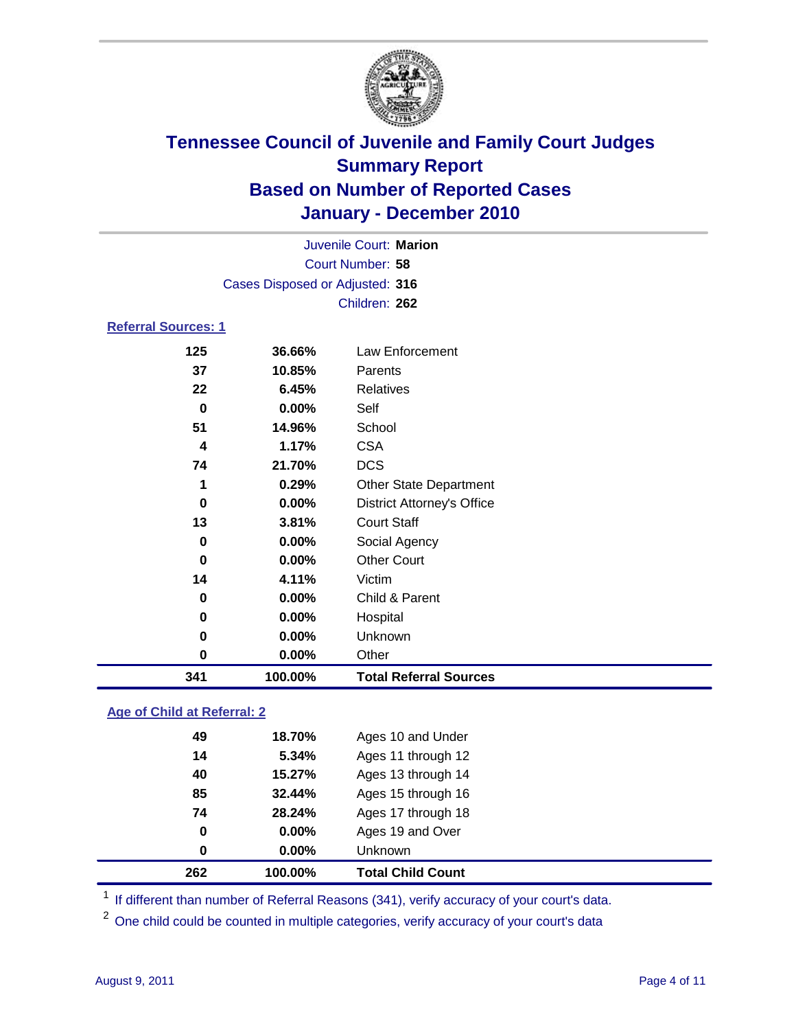# Tennessee Council of Juvenile and Family Court Judges
## Summary Report
## Based on Number of Reported Cases
## January - December 2010

Juvenile Court: **Marion**
Court Number: **58**
Cases Disposed or Adjusted: **316**
Children: **262**

### Referral Sources: 1

| | | |
|---|---|---|
| **125** | **36.66%** | Law Enforcement |
| **37** | **10.85%** | Parents |
| **22** | **6.45%** | Relatives |
| **0** | **0.00%** | Self |
| **51** | **14.96%** | School |
| **4** | **1.17%** | CSA |
| **74** | **21.70%** | DCS |
| **1** | **0.29%** | Other State Department |
| **0** | **0.00%** | District Attorney's Office |
| **13** | **3.81%** | Court Staff |
| **0** | **0.00%** | Social Agency |
| **0** | **0.00%** | Other Court |
| **14** | **4.11%** | Victim |
| **0** | **0.00%** | Child & Parent |
| **0** | **0.00%** | Hospital |
| **0** | **0.00%** | Unknown |
| **0** | **0.00%** | Other |
| **341** | **100.00%** | **Total Referral Sources** |

### Age of Child at Referral: 2

| | | |
|---|---|---|
| **49** | **18.70%** | Ages 10 and Under |
| **14** | **5.34%** | Ages 11 through 12 |
| **40** | **15.27%** | Ages 13 through 14 |
| **85** | **32.44%** | Ages 15 through 16 |
| **74** | **28.24%** | Ages 17 through 18 |
| **0** | **0.00%** | Ages 19 and Over |
| **0** | **0.00%** | Unknown |
| **262** | **100.00%** | **Total Child Count** |

[1] If different than number of Referral Reasons (341), verify accuracy of your court's data.

[2] One child could be counted in multiple categories, verify accuracy of your court's data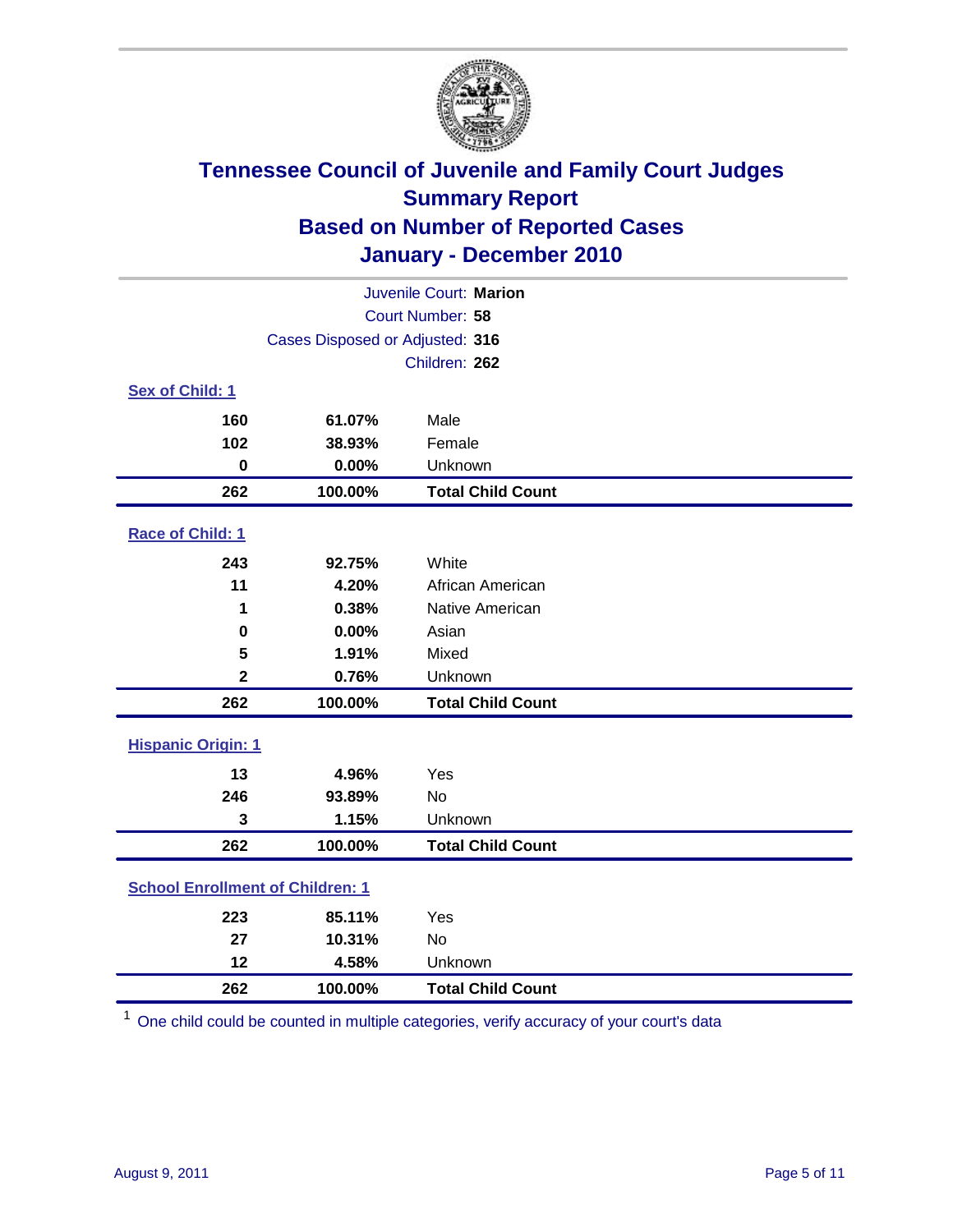# Tennessee Council of Juvenile and Family Court Judges
## Summary Report
## Based on Number of Reported Cases
## January - December 2010

Juvenile Court: **Marion**
Court Number: **58**
Cases Disposed or Adjusted: **316**
Children: **262**

### Sex of Child: 1

| Count | Percent | Category |
|---|---|---|
| 160 | 61.07% | Male |
| 102 | 38.93% | Female |
| 0 | 0.00% | Unknown |
| **262** | **100.00%** | **Total Child Count** |

### Race of Child: 1

| Count | Percent | Category |
|---|---|---|
| 243 | 92.75% | White |
| 11 | 4.20% | African American |
| 1 | 0.38% | Native American |
| 0 | 0.00% | Asian |
| 5 | 1.91% | Mixed |
| 2 | 0.76% | Unknown |
| **262** | **100.00%** | **Total Child Count** |

### Hispanic Origin: 1

| Count | Percent | Category |
|---|---|---|
| 13 | 4.96% | Yes |
| 246 | 93.89% | No |
| 3 | 1.15% | Unknown |
| **262** | **100.00%** | **Total Child Count** |

### School Enrollment of Children: 1

| Count | Percent | Category |
|---|---|---|
| 223 | 85.11% | Yes |
| 27 | 10.31% | No |
| 12 | 4.58% | Unknown |
| **262** | **100.00%** | **Total Child Count** |

[1] One child could be counted in multiple categories, verify accuracy of your court's data

August 9, 2011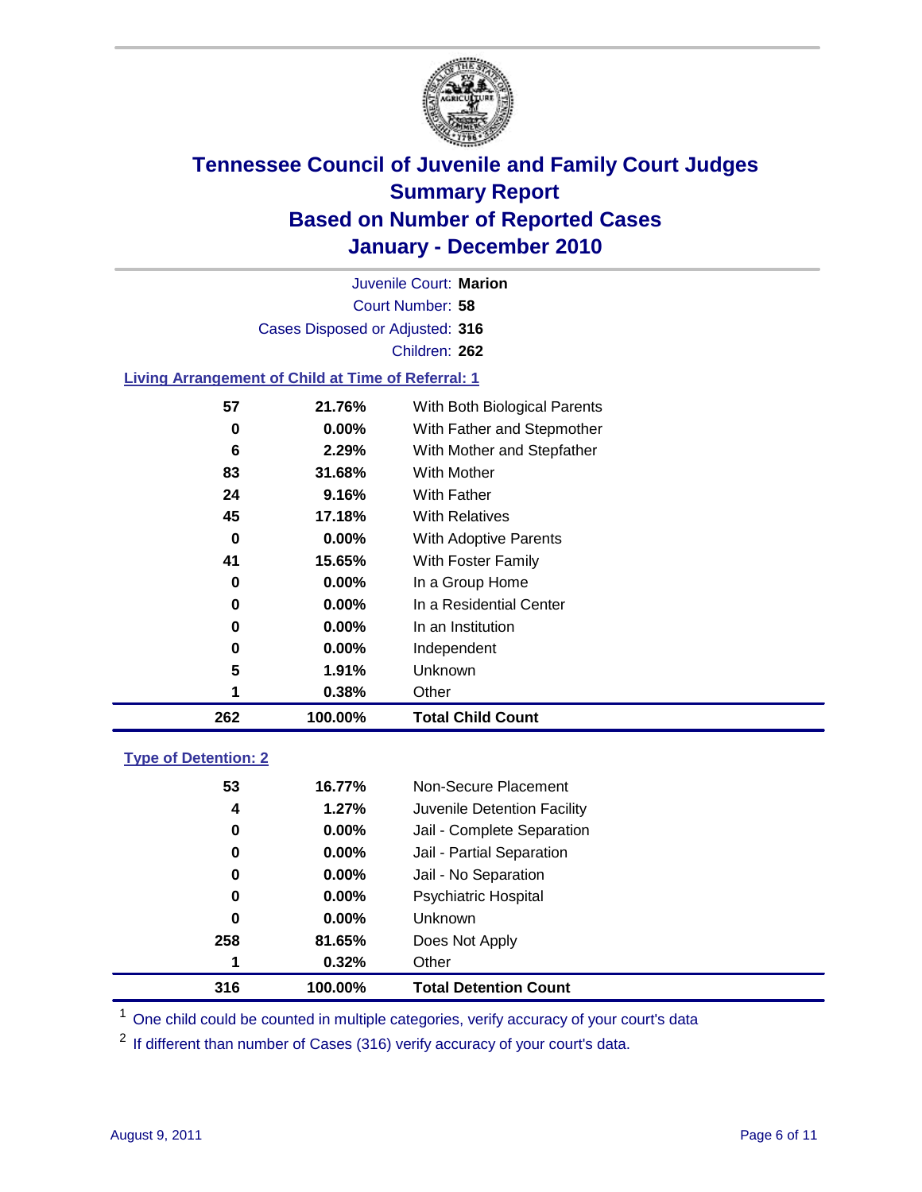# Tennessee Council of Juvenile and Family Court Judges
## Summary Report
## Based on Number of Reported Cases
## January - December 2010

Juvenile Court: **Marion**
Court Number: **58**
Cases Disposed or Adjusted: **316**
Children: **262**

### Living Arrangement of Child at Time of Referral: 1

| Count | Percent | Category |
|---|---|---|
| 57 | 21.76% | With Both Biological Parents |
| 0 | 0.00% | With Father and Stepmother |
| 6 | 2.29% | With Mother and Stepfather |
| 83 | 31.68% | With Mother |
| 24 | 9.16% | With Father |
| 45 | 17.18% | With Relatives |
| 0 | 0.00% | With Adoptive Parents |
| 41 | 15.65% | With Foster Family |
| 0 | 0.00% | In a Group Home |
| 0 | 0.00% | In a Residential Center |
| 0 | 0.00% | In an Institution |
| 0 | 0.00% | Independent |
| 5 | 1.91% | Unknown |
| 1 | 0.38% | Other |
| **262** | **100.00%** | **Total Child Count** |

### Type of Detention: 2

| Count | Percent | Category |
|---|---|---|
| 53 | 16.77% | Non-Secure Placement |
| 4 | 1.27% | Juvenile Detention Facility |
| 0 | 0.00% | Jail - Complete Separation |
| 0 | 0.00% | Jail - Partial Separation |
| 0 | 0.00% | Jail - No Separation |
| 0 | 0.00% | Psychiatric Hospital |
| 0 | 0.00% | Unknown |
| 258 | 81.65% | Does Not Apply |
| 1 | 0.32% | Other |
| **316** | **100.00%** | **Total Detention Count** |

[1] One child could be counted in multiple categories, verify accuracy of your court's data

[2] If different than number of Cases (316) verify accuracy of your court's data.

August 9, 2011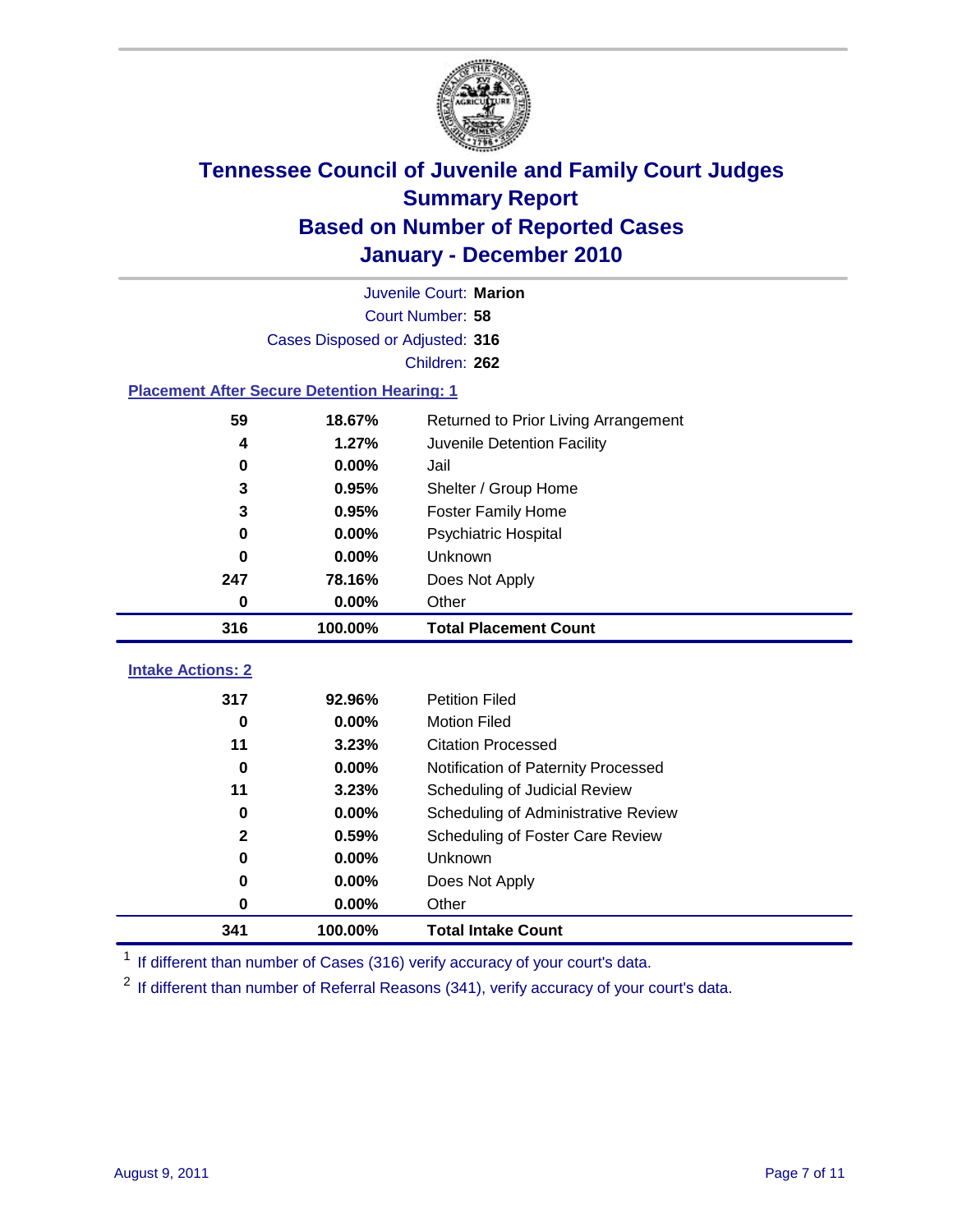# Tennessee Council of Juvenile and Family Court Judges
## Summary Report
## Based on Number of Reported Cases
## January - December 2010

Juvenile Court: **Marion**

Court Number: **58**

Cases Disposed or Adjusted: **316**

Children: **262**

### Placement After Secure Detention Hearing: 1

| Count | Percent | Placement |
|---|---|---|
| 59 | 18.67% | Returned to Prior Living Arrangement |
| 4 | 1.27% | Juvenile Detention Facility |
| 0 | 0.00% | Jail |
| 3 | 0.95% | Shelter / Group Home |
| 3 | 0.95% | Foster Family Home |
| 0 | 0.00% | Psychiatric Hospital |
| 0 | 0.00% | Unknown |
| 247 | 78.16% | Does Not Apply |
| 0 | 0.00% | Other |
| **316** | **100.00%** | **Total Placement Count** |

### Intake Actions: 2

| Count | Percent | Intake Action |
|---|---|---|
| 317 | 92.96% | Petition Filed |
| 0 | 0.00% | Motion Filed |
| 11 | 3.23% | Citation Processed |
| 0 | 0.00% | Notification of Paternity Processed |
| 11 | 3.23% | Scheduling of Judicial Review |
| 0 | 0.00% | Scheduling of Administrative Review |
| 2 | 0.59% | Scheduling of Foster Care Review |
| 0 | 0.00% | Unknown |
| 0 | 0.00% | Does Not Apply |
| 0 | 0.00% | Other |
| **341** | **100.00%** | **Total Intake Count** |

[1] If different than number of Cases (316) verify accuracy of your court's data.

[2] If different than number of Referral Reasons (341), verify accuracy of your court's data.

August 9, 2011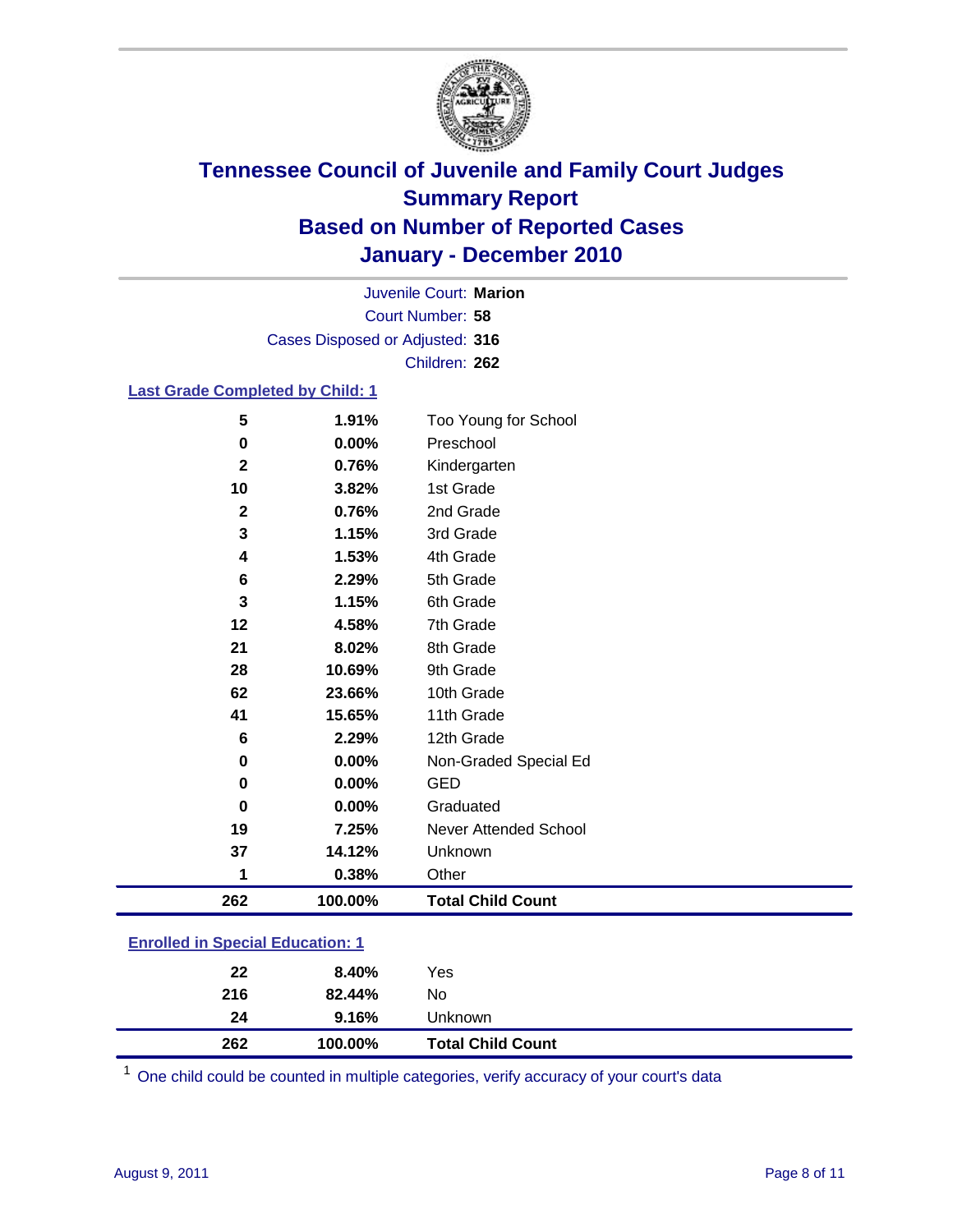# Tennessee Council of Juvenile and Family Court Judges
## Summary Report
## Based on Number of Reported Cases
## January - December 2010

Juvenile Court: **Marion**
Court Number: **58**
Cases Disposed or Adjusted: **316**
Children: **262**

### Last Grade Completed by Child: 1

| Count | Percent | Category |
|---|---|---|
| 5 | 1.91% | Too Young for School |
| 0 | 0.00% | Preschool |
| 2 | 0.76% | Kindergarten |
| 10 | 3.82% | 1st Grade |
| 2 | 0.76% | 2nd Grade |
| 3 | 1.15% | 3rd Grade |
| 4 | 1.53% | 4th Grade |
| 6 | 2.29% | 5th Grade |
| 3 | 1.15% | 6th Grade |
| 12 | 4.58% | 7th Grade |
| 21 | 8.02% | 8th Grade |
| 28 | 10.69% | 9th Grade |
| 62 | 23.66% | 10th Grade |
| 41 | 15.65% | 11th Grade |
| 6 | 2.29% | 12th Grade |
| 0 | 0.00% | Non-Graded Special Ed |
| 0 | 0.00% | GED |
| 0 | 0.00% | Graduated |
| 19 | 7.25% | Never Attended School |
| 37 | 14.12% | Unknown |
| 1 | 0.38% | Other |
| **262** | **100.00%** | **Total Child Count** |

### Enrolled in Special Education: 1

| Count | Percent | Category |
|---|---|---|
| 22 | 8.40% | Yes |
| 216 | 82.44% | No |
| 24 | 9.16% | Unknown |
| **262** | **100.00%** | **Total Child Count** |

[1] One child could be counted in multiple categories, verify accuracy of your court's data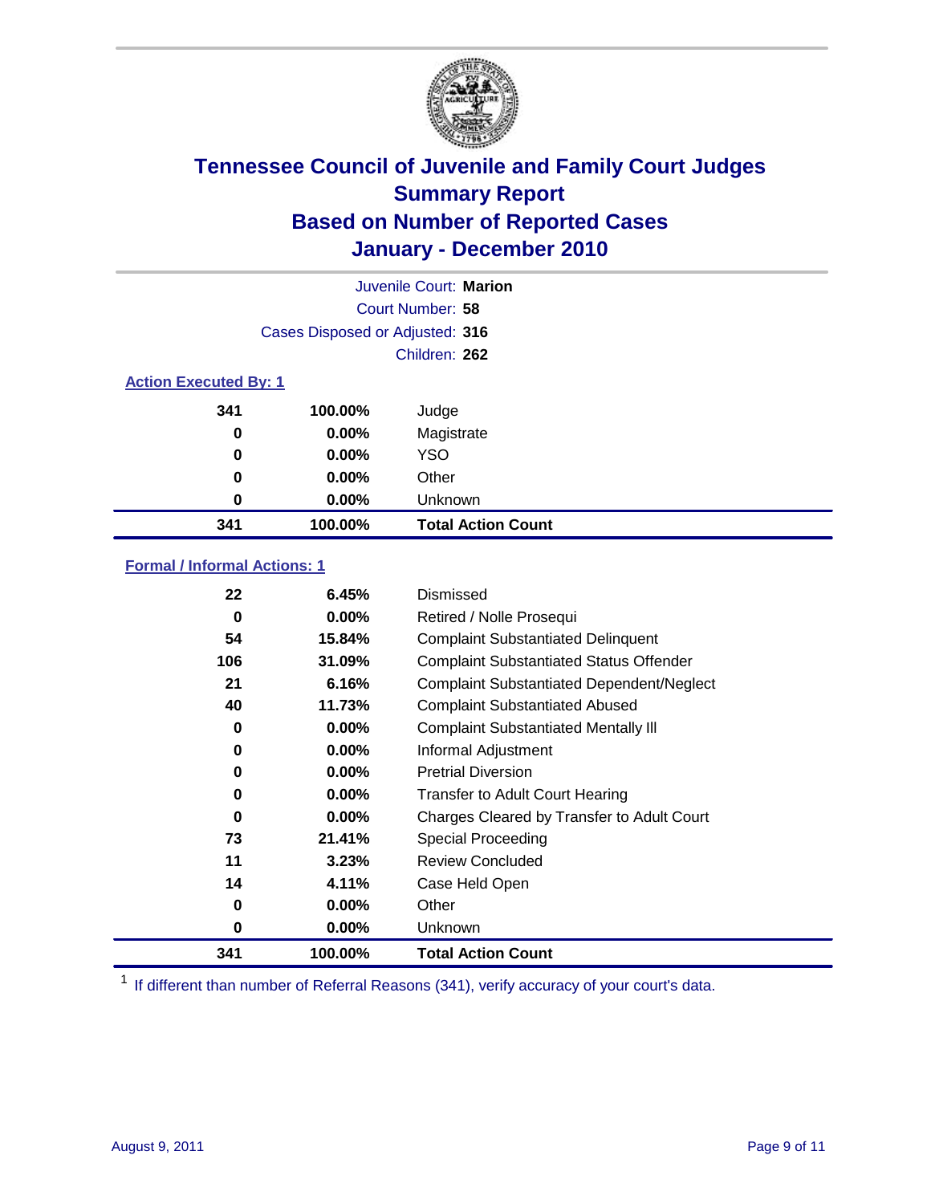# Tennessee Council of Juvenile and Family Court Judges
## Summary Report
## Based on Number of Reported Cases
## January - December 2010

Juvenile Court: **Marion**

Court Number: **58**

Cases Disposed or Adjusted: **316**

Children: **262**

### Action Executed By: 1

| | | |
|---|---|---|
| 341 | 100.00% | Judge |
| 0 | 0.00% | Magistrate |
| 0 | 0.00% | YSO |
| 0 | 0.00% | Other |
| 0 | 0.00% | Unknown |
| **341** | **100.00%** | **Total Action Count** |

### Formal / Informal Actions: 1

| | | |
|---|---|---|
| 22 | 6.45% | Dismissed |
| 0 | 0.00% | Retired / Nolle Prosequi |
| 54 | 15.84% | Complaint Substantiated Delinquent |
| 106 | 31.09% | Complaint Substantiated Status Offender |
| 21 | 6.16% | Complaint Substantiated Dependent/Neglect |
| 40 | 11.73% | Complaint Substantiated Abused |
| 0 | 0.00% | Complaint Substantiated Mentally Ill |
| 0 | 0.00% | Informal Adjustment |
| 0 | 0.00% | Pretrial Diversion |
| 0 | 0.00% | Transfer to Adult Court Hearing |
| 0 | 0.00% | Charges Cleared by Transfer to Adult Court |
| 73 | 21.41% | Special Proceeding |
| 11 | 3.23% | Review Concluded |
| 14 | 4.11% | Case Held Open |
| 0 | 0.00% | Other |
| 0 | 0.00% | Unknown |
| **341** | **100.00%** | **Total Action Count** |

[1] If different than number of Referral Reasons (341), verify accuracy of your court's data.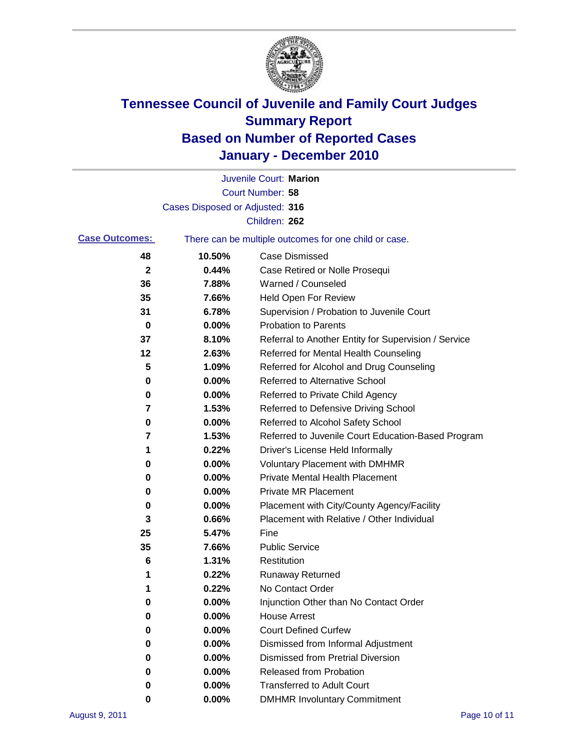# Tennessee Council of Juvenile and Family Court Judges
## Summary Report
## Based on Number of Reported Cases
## January - December 2010

Juvenile Court: **Marion**
Court Number: **58**
Cases Disposed or Adjusted: **316**
Children: **262**

**Case Outcomes:** There can be multiple outcomes for one child or case.

| Count | Percent | Outcome |
|---|---|---|
| 48 | 10.50% | Case Dismissed |
| 2 | 0.44% | Case Retired or Nolle Prosequi |
| 36 | 7.88% | Warned / Counseled |
| 35 | 7.66% | Held Open For Review |
| 31 | 6.78% | Supervision / Probation to Juvenile Court |
| 0 | 0.00% | Probation to Parents |
| 37 | 8.10% | Referral to Another Entity for Supervision / Service |
| 12 | 2.63% | Referred for Mental Health Counseling |
| 5 | 1.09% | Referred for Alcohol and Drug Counseling |
| 0 | 0.00% | Referred to Alternative School |
| 0 | 0.00% | Referred to Private Child Agency |
| 7 | 1.53% | Referred to Defensive Driving School |
| 0 | 0.00% | Referred to Alcohol Safety School |
| 7 | 1.53% | Referred to Juvenile Court Education-Based Program |
| 1 | 0.22% | Driver's License Held Informally |
| 0 | 0.00% | Voluntary Placement with DMHMR |
| 0 | 0.00% | Private Mental Health Placement |
| 0 | 0.00% | Private MR Placement |
| 0 | 0.00% | Placement with City/County Agency/Facility |
| 3 | 0.66% | Placement with Relative / Other Individual |
| 25 | 5.47% | Fine |
| 35 | 7.66% | Public Service |
| 6 | 1.31% | Restitution |
| 1 | 0.22% | Runaway Returned |
| 1 | 0.22% | No Contact Order |
| 0 | 0.00% | Injunction Other than No Contact Order |
| 0 | 0.00% | House Arrest |
| 0 | 0.00% | Court Defined Curfew |
| 0 | 0.00% | Dismissed from Informal Adjustment |
| 0 | 0.00% | Dismissed from Pretrial Diversion |
| 0 | 0.00% | Released from Probation |
| 0 | 0.00% | Transferred to Adult Court |
| 0 | 0.00% | DMHMR Involuntary Commitment |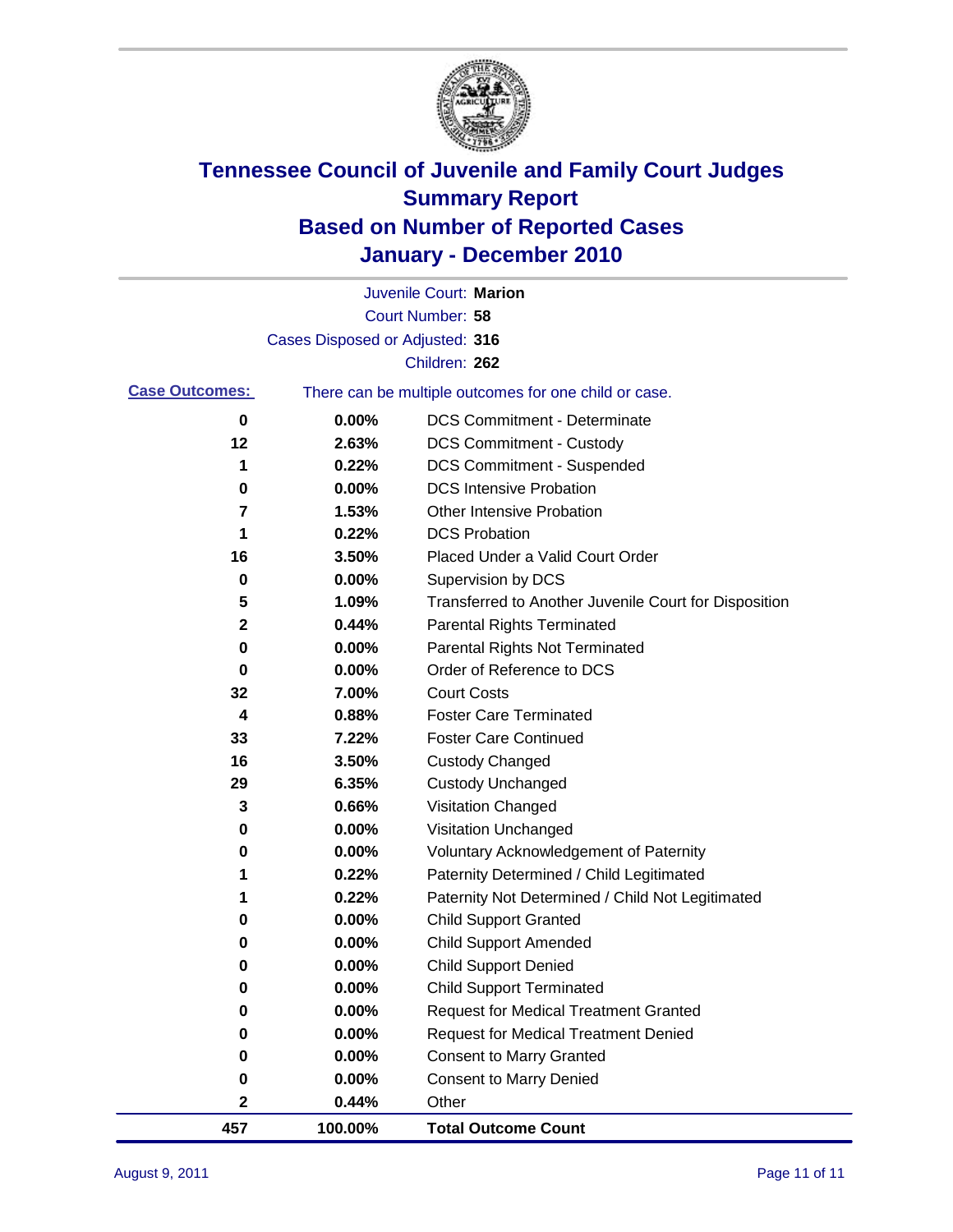# Tennessee Council of Juvenile and Family Court Judges
## Summary Report
## Based on Number of Reported Cases
## January - December 2010

Juvenile Court: **Marion**
Court Number: **58**
Cases Disposed or Adjusted: **316**
Children: **262**

**Case Outcomes:** There can be multiple outcomes for one child or case.

| | | |
|---|---|---|
| 0 | 0.00% | DCS Commitment - Determinate |
| 12 | 2.63% | DCS Commitment - Custody |
| 1 | 0.22% | DCS Commitment - Suspended |
| 0 | 0.00% | DCS Intensive Probation |
| 7 | 1.53% | Other Intensive Probation |
| 1 | 0.22% | DCS Probation |
| 16 | 3.50% | Placed Under a Valid Court Order |
| 0 | 0.00% | Supervision by DCS |
| 5 | 1.09% | Transferred to Another Juvenile Court for Disposition |
| 2 | 0.44% | Parental Rights Terminated |
| 0 | 0.00% | Parental Rights Not Terminated |
| 0 | 0.00% | Order of Reference to DCS |
| 32 | 7.00% | Court Costs |
| 4 | 0.88% | Foster Care Terminated |
| 33 | 7.22% | Foster Care Continued |
| 16 | 3.50% | Custody Changed |
| 29 | 6.35% | Custody Unchanged |
| 3 | 0.66% | Visitation Changed |
| 0 | 0.00% | Visitation Unchanged |
| 0 | 0.00% | Voluntary Acknowledgement of Paternity |
| 1 | 0.22% | Paternity Determined / Child Legitimated |
| 1 | 0.22% | Paternity Not Determined / Child Not Legitimated |
| 0 | 0.00% | Child Support Granted |
| 0 | 0.00% | Child Support Amended |
| 0 | 0.00% | Child Support Denied |
| 0 | 0.00% | Child Support Terminated |
| 0 | 0.00% | Request for Medical Treatment Granted |
| 0 | 0.00% | Request for Medical Treatment Denied |
| 0 | 0.00% | Consent to Marry Granted |
| 0 | 0.00% | Consent to Marry Denied |
| 2 | 0.44% | Other |
| **457** | **100.00%** | **Total Outcome Count** |